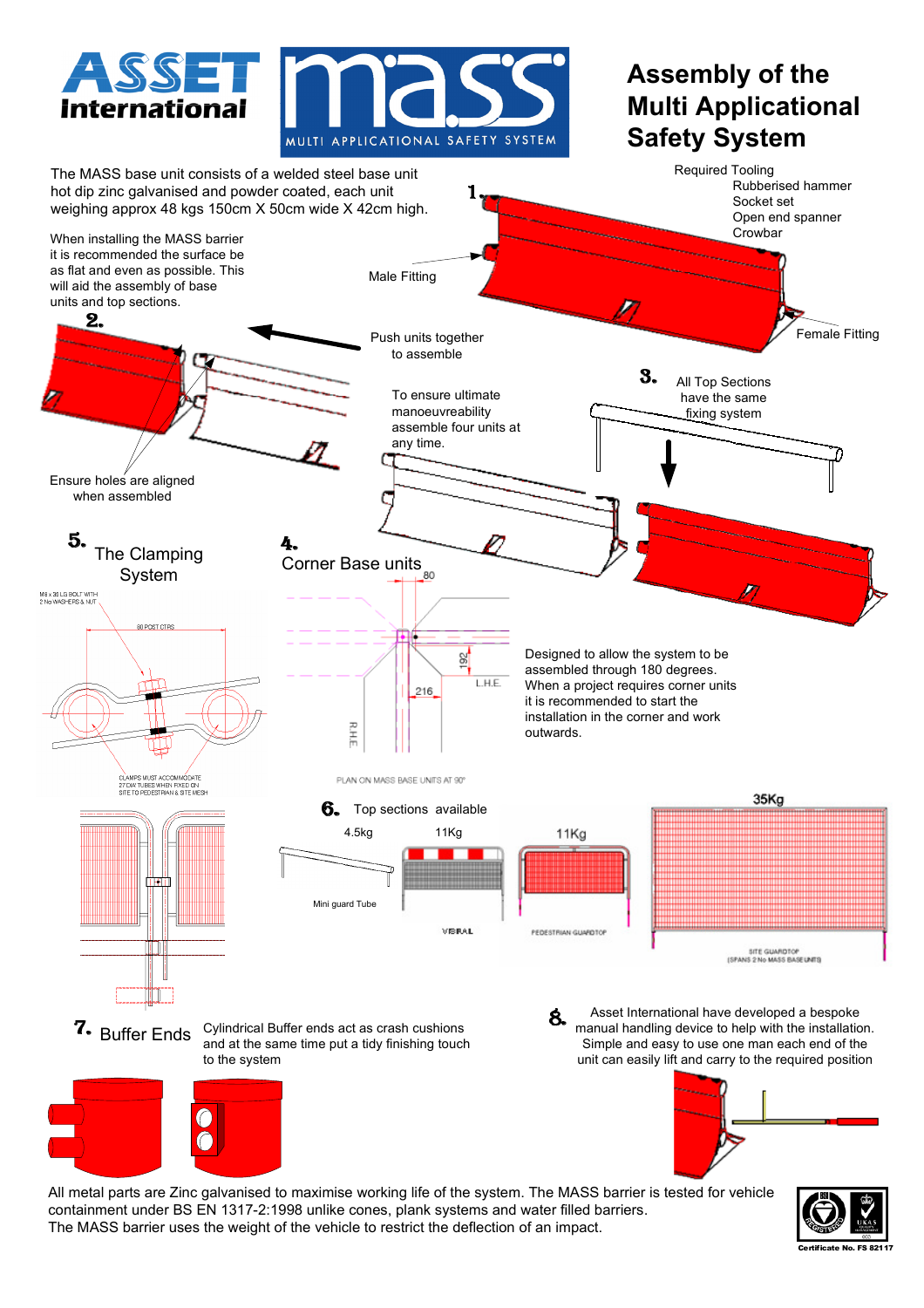# Assembly of the Multi Applicational Safety System

ASSET International — MASS MULTI APPLICATIONAL SAFETY SYSTEM

The MASS base unit consists of a welded steel base unit hot dip zinc galvanised and powder coated, each unit weighing approx 48 kgs 150cm X 50cm wide X 42cm high.

When installing the MASS barrier it is recommended the surface be as flat and even as possible. This will aid the assembly of base units and top sections.

Required Tooling
- Rubberised hammer
- Socket set
- Open end spanner
- Crowbar

**1.** Male Fitting — Female Fitting

**2.** Push units together to assemble

Ensure holes are aligned when assembled

To ensure ultimate manoeuvreability assemble four units at any time.

**3.** All Top Sections have the same fixing system

**4.** Corner Base units

80, 192, 216, L.H.E., R.H.E.

PLAN ON MASS BASE UNITS AT 90°

Designed to allow the system to be assembled through 180 degrees. When a project requires corner units it is recommended to start the installation in the corner and work outwards.

**5.** The Clamping System

M8 x 38 LG BOLT WITH 2 No WASHERS & NUT

80 POST CTRS

CLAMPS MUST ACCOMMODATE 27 DIA TUBES WHEN FIXED ON SITE TO PEDESTRIAN & SITE MESH

**6.** Top sections available

- 4.5kg — Mini guard Tube
- 11Kg — VISIRAIL
- 11Kg — PEDESTRIAN GUARDTOP
- 35Kg — SITE GUARDTOP (SPANS 2 No MASS BASE UNITS)

**7.** Buffer Ends

Cylindrical Buffer ends act as crash cushions and at the same time put a tidy finishing touch to the system

**8.** Asset International have developed a bespoke manual handling device to help with the installation. Simple and easy to use one man each end of the unit can easily lift and carry to the required position

All metal parts are Zinc galvanised to maximise working life of the system. The MASS barrier is tested for vehicle containment under BS EN 1317-2:1998 unlike cones, plank systems and water filled barriers. The MASS barrier uses the weight of the vehicle to restrict the deflection of an impact.

Certificate No. FS 82117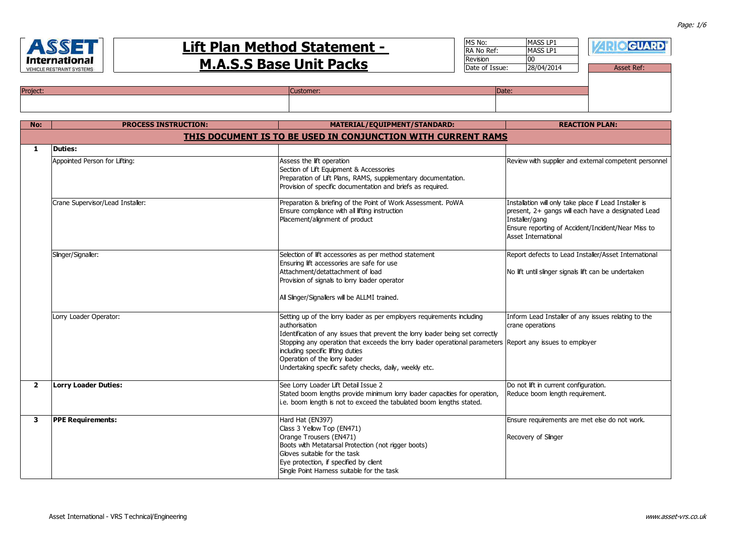# Lift Plan Method Statement - M.A.S.S Base Unit Packs

| MS No: | MASS LP1 |
|---|---|
| RA No Ref: | MASS LP1 |
| Revision | 00 |
| Date of Issue: | 28/04/2014 |

Asset Ref:

| Project: | Customer: | Date: |
|---|---|---|
| | | |

| No: | PROCESS INSTRUCTION: | MATERIAL/EQUIPMENT/STANDARD: | REACTION PLAN: |
|---|---|---|---|
| | **THIS DOCUMENT IS TO BE USED IN CONJUNCTION WITH CURRENT RAMS** | | |
| **1** | **Duties:** | | |
| | Appointed Person for Lifting: | Assess the lift operation<br>Section of Lift Equipment & Accessories<br>Preparation of Lift Plans, RAMS, supplementary documentation.<br>Provision of specific documentation and briefs as required. | Review with supplier and external competent personnel |
| | Crane Supervisor/Lead Installer: | Preparation & briefing of the Point of Work Assessment. PoWA<br>Ensure compliance with all lifting instruction<br>Placement/alignment of product | Installation will only take place if Lead Installer is present, 2+ gangs will each have a designated Lead Installer/gang<br>Ensure reporting of Accident/Incident/Near Miss to Asset International |
| | Slinger/Signaller: | Selection of lift accessories as per method statement<br>Ensuring lift accessories are safe for use<br>Attachment/detattachment of load<br>Provision of signals to lorry loader operator<br><br>All Slinger/Signallers will be ALLMI trained. | Report defects to Lead Installer/Asset International<br><br>No lift until slinger signals lift can be undertaken |
| | Lorry Loader Operator: | Setting up of the lorry loader as per employers requirements including authorisation<br>Identification of any issues that prevent the lorry loader being set correctly<br>Stopping any operation that exceeds the lorry loader operational parameters including specific lifting duties<br>Operation of the lorry loader<br>Undertaking specific safety checks, daily, weekly etc. | Inform Lead Installer of any issues relating to the crane operations<br><br>Report any issues to employer |
| **2** | **Lorry Loader Duties:** | See Lorry Loader Lift Detail Issue 2<br>Stated boom lengths provide minimum lorry loader capacities for operation, i.e. boom length is not to exceed the tabulated boom lengths stated. | Do not lift in current configuration.<br>Reduce boom length requirement. |
| **3** | **PPE Requirements:** | Hard Hat (EN397)<br>Class 3 Yellow Top (EN471)<br>Orange Trousers (EN471)<br>Boots with Metatarsal Protection (not rigger boots)<br>Gloves suitable for the task<br>Eye protection, if specified by client<br>Single Point Harness suitable for the task | Ensure requirements are met else do not work.<br><br>Recovery of Slinger |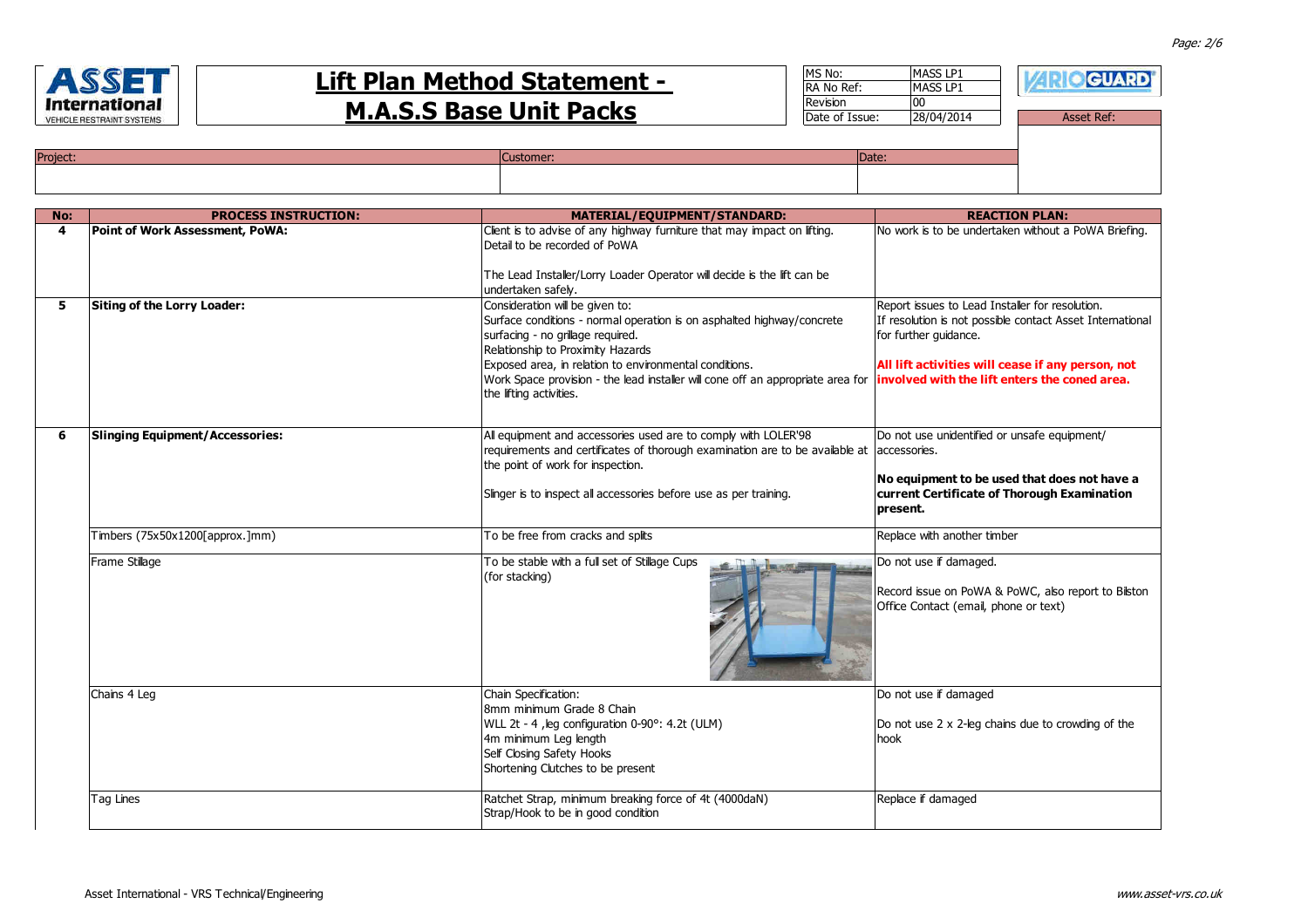# Lift Plan Method Statement - M.A.S.S Base Unit Packs

| MS No: | MASS LP1 |
|---|---|
| RA No Ref: | MASS LP1 |
| Revision | 00 |
| Date of Issue: | 28/04/2014 |

Asset Ref:

| Project: | Customer: | Date: |
|---|---|---|
| | | |

| No: | PROCESS INSTRUCTION: | MATERIAL/EQUIPMENT/STANDARD: | REACTION PLAN: |
|---|---|---|---|
| 4 | **Point of Work Assessment, PoWA:** | Client is to advise of any highway furniture that may impact on lifting. Detail to be recorded of PoWA<br><br>The Lead Installer/Lorry Loader Operator will decide is the lift can be undertaken safely. | No work is to be undertaken without a PoWA Briefing. |
| 5 | **Siting of the Lorry Loader:** | Consideration will be given to:<br>Surface conditions - normal operation is on asphalted highway/concrete surfacing - no grillage required.<br>Relationship to Proximity Hazards<br>Exposed area, in relation to environmental conditions.<br>Work Space provision - the lead installer will cone off an appropriate area for the lifting activities. | Report issues to Lead Installer for resolution.<br>If resolution is not possible contact Asset International for further guidance.<br><br>**All lift activities will cease if any person, not involved with the lift enters the coned area.** |
| 6 | **Slinging Equipment/Accessories:** | All equipment and accessories used are to comply with LOLER'98 requirements and certificates of thorough examination are to be available at the point of work for inspection.<br><br>Slinger is to inspect all accessories before use as per training. | Do not use unidentified or unsafe equipment/ accessories.<br><br>**No equipment to be used that does not have a current Certificate of Thorough Examination present.** |
| | Timbers (75x50x1200[approx.]mm) | To be free from cracks and splits | Replace with another timber |
| | Frame Stillage | To be stable with a full set of Stillage Cups (for stacking) | Do not use if damaged.<br><br>Record issue on PoWA & PoWC, also report to Bilston Office Contact (email, phone or text) |
| | Chains 4 Leg | Chain Specification:<br>8mm minimum Grade 8 Chain<br>WLL 2t - 4 ,leg configuration 0-90°: 4.2t (ULM)<br>4m minimum Leg length<br>Self Closing Safety Hooks<br>Shortening Clutches to be present | Do not use if damaged<br><br>Do not use 2 x 2-leg chains due to crowding of the hook |
| | Tag Lines | Ratchet Strap, minimum breaking force of 4t (4000daN)<br>Strap/Hook to be in good condition | Replace if damaged |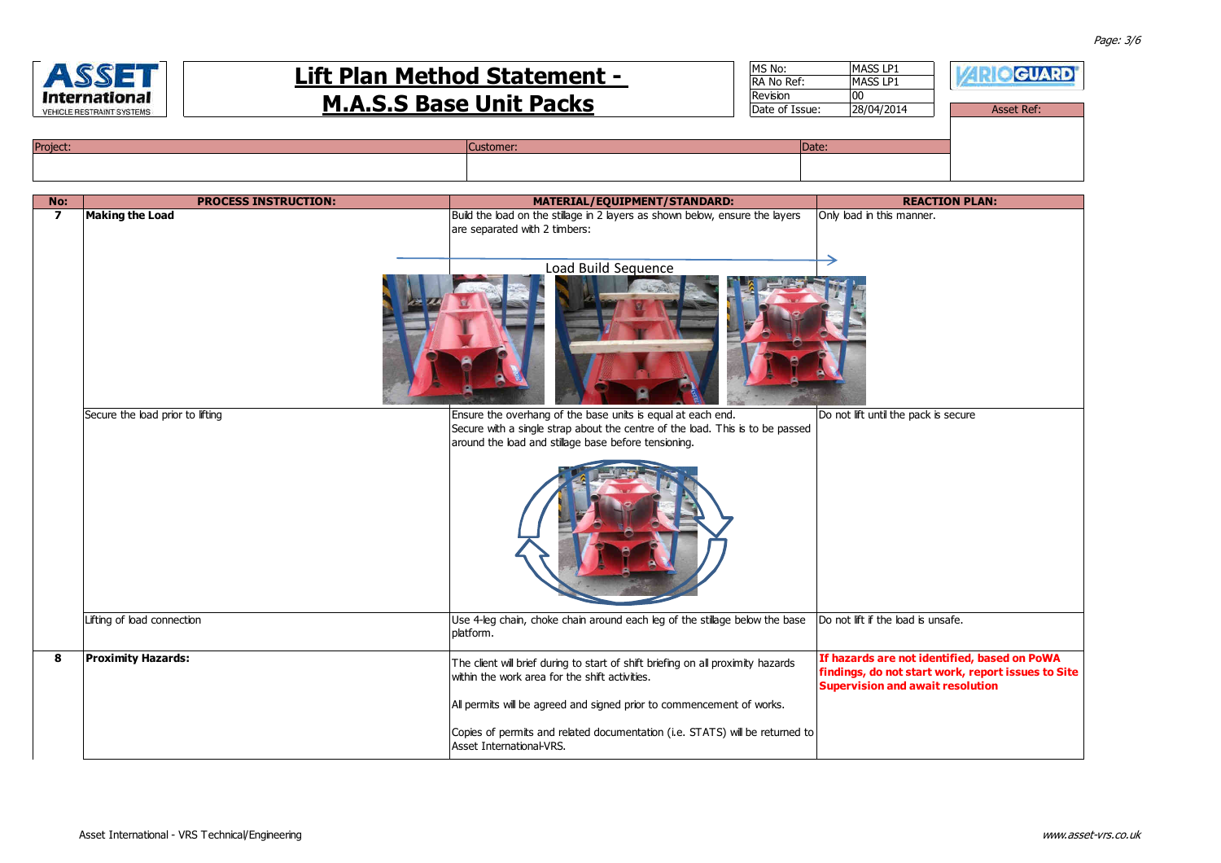# Lift Plan Method Statement - M.A.S.S Base Unit Packs

| | |
|---|---|
| MS No: | MASS LP1 |
| RA No Ref: | MASS LP1 |
| Revision | 00 |
| Date of Issue: | 28/04/2014 |

Asset Ref:

| Project: | Customer: | Date: |
|---|---|---|
| | | |

| No: | PROCESS INSTRUCTION: | MATERIAL/EQUIPMENT/STANDARD: | REACTION PLAN: |
|---|---|---|---|
| 7 | **Making the Load** | Build the load on the stillage in 2 layers as shown below, ensure the layers are separated with 2 timbers: Load Build Sequence | Only load in this manner. |
| | Secure the load prior to lifting | Ensure the overhang of the base units is equal at each end. Secure with a single strap about the centre of the load. This is to be passed around the load and stillage base before tensioning. | Do not lift until the pack is secure |
| | Lifting of load connection | Use 4-leg chain, choke chain around each leg of the stillage below the base platform. | Do not lift if the load is unsafe. |
| 8 | **Proximity Hazards:** | The client will brief during to start of shift briefing on all proximity hazards within the work area for the shift activities. All permits will be agreed and signed prior to commencement of works. Copies of permits and related documentation (i.e. STATS) will be returned to Asset International-VRS. | **If hazards are not identified, based on PoWA findings, do not start work, report issues to Site Supervision and await resolution** |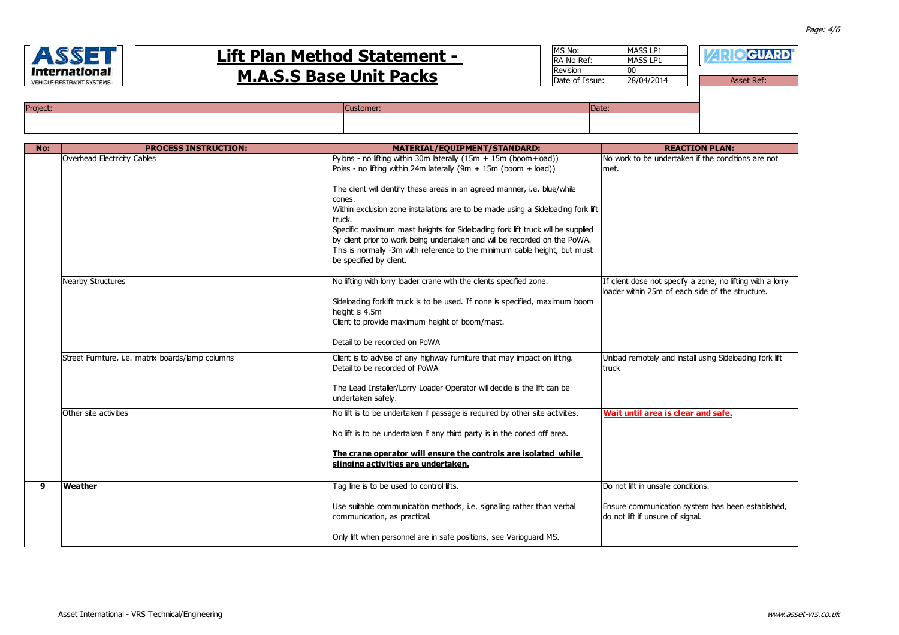# Lift Plan Method Statement - M.A.S.S Base Unit Packs

| MS No: | MASS LP1 |
|---|---|
| RA No Ref: | MASS LP1 |
| Revision | 00 |
| Date of Issue: | 28/04/2014 |

Asset Ref:

| Project: | Customer: | Date: |
|---|---|---|
| | | |

| No: | PROCESS INSTRUCTION: | MATERIAL/EQUIPMENT/STANDARD: | REACTION PLAN: |
|---|---|---|---|
| | Overhead Electricity Cables | Pylons - no lifting within 30m laterally (15m + 15m (boom+load))<br>Poles - no lifting within 24m laterally (9m + 15m (boom + load))<br><br>The client will identify these areas in an agreed manner, i.e. blue/while cones.<br>Within exclusion zone installations are to be made using a Sideloading fork lift truck.<br>Specific maximum mast heights for Sideloading fork lift truck will be supplied by client prior to work being undertaken and will be recorded on the PoWA. This is normally -3m with reference to the minimum cable height, but must be specified by client. | No work to be undertaken if the conditions are not met. |
| | Nearby Structures | No lifting with lorry loader crane with the clients specified zone.<br><br>Sideloading forklift truck is to be used. If none is specified, maximum boom height is 4.5m<br>Client to provide maximum height of boom/mast.<br><br>Detail to be recorded on PoWA | If client dose not specify a zone, no lifting with a lorry loader within 25m of each side of the structure. |
| | Street Furniture, i.e. matrix boards/lamp columns | Client is to advise of any highway furniture that may impact on lifting.<br>Detail to be recorded of PoWA<br><br>The Lead Installer/Lorry Loader Operator will decide is the lift can be undertaken safely. | Unload remotely and install using Sideloading fork lift truck |
| | Other site activities | No lift is to be undertaken if passage is required by other site activities.<br><br>No lift is to be undertaken if any third party is in the coned off area.<br><br>**The crane operator will ensure the controls are isolated while slinging activities are undertaken.** | **Wait until area is clear and safe.** |
| **9** | **Weather** | Tag line is to be used to control lifts.<br><br>Use suitable communication methods, i.e. signalling rather than verbal communication, as practical.<br><br>Only lift when personnel are in safe positions, see Varioguard MS. | Do not lift in unsafe conditions.<br><br>Ensure communication system has been established, do not lift if unsure of signal. |

Asset International - VRS Technical/Engineering

www.asset-vrs.co.uk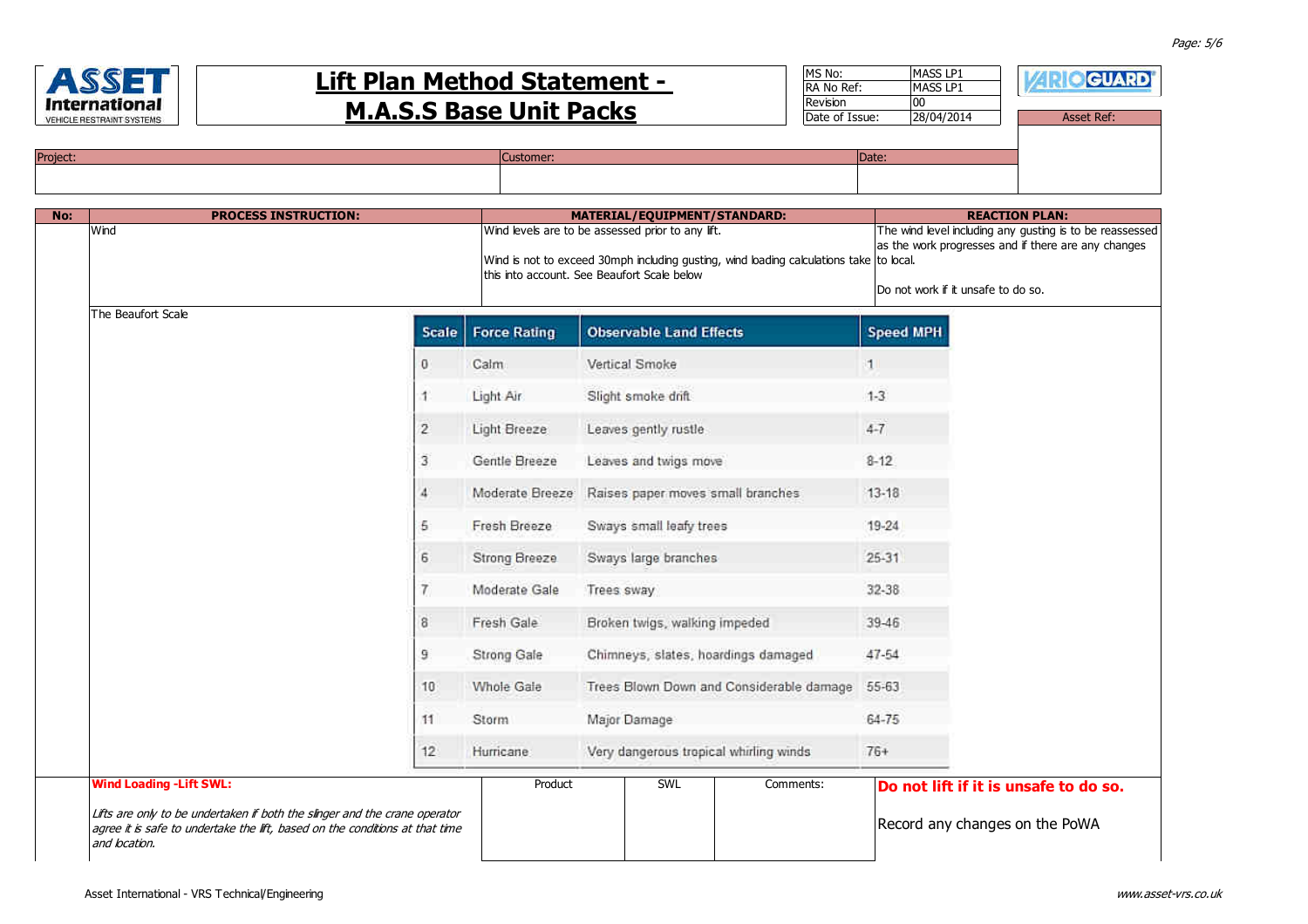# Lift Plan Method Statement - M.A.S.S Base Unit Packs

| MS No: | MASS LP1 |
|---|---|
| RA No Ref: | MASS LP1 |
| Revision | 00 |
| Date of Issue: | 28/04/2014 |

Asset Ref:

| Project: | Customer: | Date: |
|---|---|---|
| | | |

| No: | PROCESS INSTRUCTION: | MATERIAL/EQUIPMENT/STANDARD: | REACTION PLAN: |
|---|---|---|---|
| | Wind | Wind levels are to be assessed prior to any lift.<br><br>Wind is not to exceed 30mph including gusting, wind loading calculations take this into account. See Beaufort Scale below | The wind level including any gusting is to be reassessed as the work progresses and if there are any changes to local.<br><br>Do not work if it unsafe to do so. |

The Beaufort Scale

| Scale | Force Rating | Observable Land Effects | Speed MPH |
|---|---|---|---|
| 0 | Calm | Vertical Smoke | 1 |
| 1 | Light Air | Slight smoke drift | 1-3 |
| 2 | Light Breeze | Leaves gently rustle | 4-7 |
| 3 | Gentle Breeze | Leaves and twigs move | 8-12 |
| 4 | Moderate Breeze | Raises paper moves small branches | 13-18 |
| 5 | Fresh Breeze | Sways small leafy trees | 19-24 |
| 6 | Strong Breeze | Sways large branches | 25-31 |
| 7 | Moderate Gale | Trees sway | 32-38 |
| 8 | Fresh Gale | Broken twigs, walking impeded | 39-46 |
| 9 | Strong Gale | Chimneys, slates, hoardings damaged | 47-54 |
| 10 | Whole Gale | Trees Blown Down and Considerable damage | 55-63 |
| 11 | Storm | Major Damage | 64-75 |
| 12 | Hurricane | Very dangerous tropical whirling winds | 76+ |

| No: | PROCESS INSTRUCTION: | Product | SWL | Comments: | REACTION PLAN: |
|---|---|---|---|---|---|
| | **Wind Loading -Lift SWL:**<br><br>*Lifts are only to be undertaken if both the slinger and the crane operator agree it is safe to undertake the lift, based on the conditions at that time and location.* | | | | **Do not lift if it is unsafe to do so.**<br><br>Record any changes on the PoWA |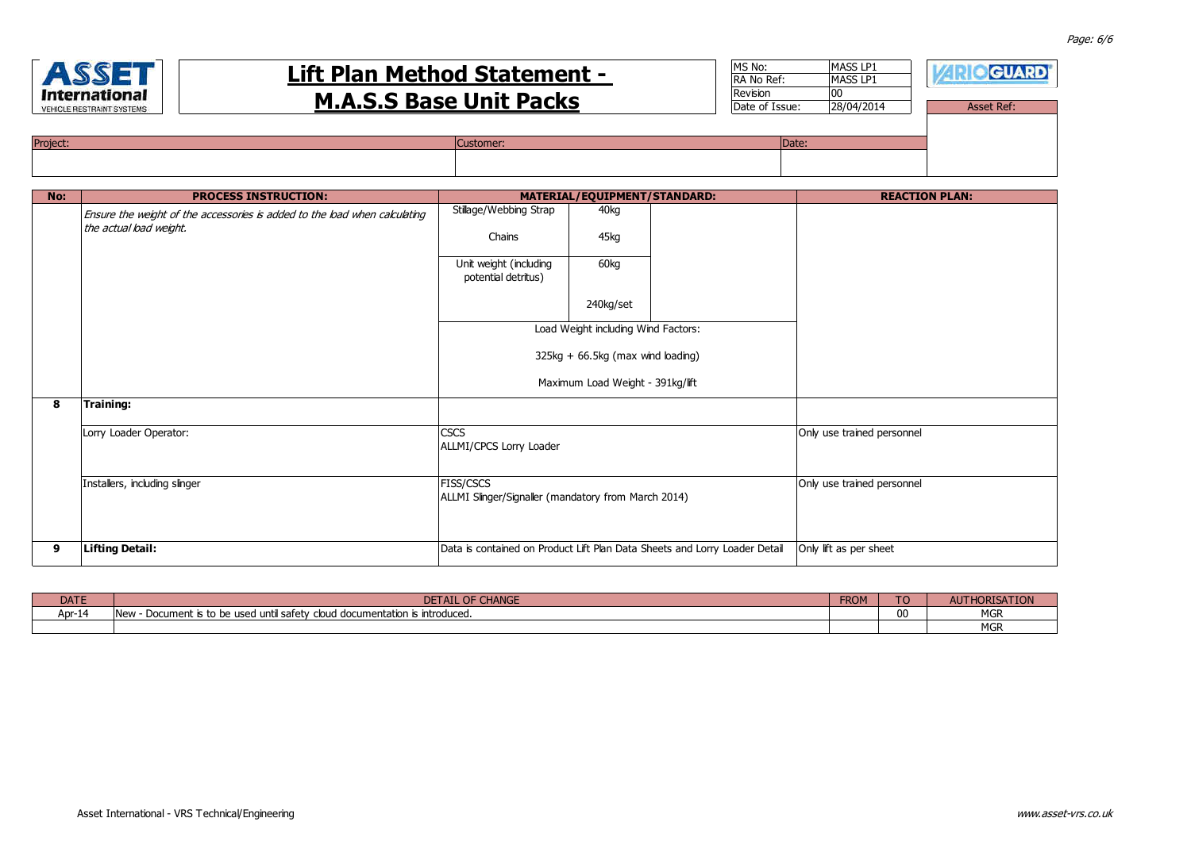# Lift Plan Method Statement - M.A.S.S Base Unit Packs

| | |
|---|---|
| MS No: | MASS LP1 |
| RA No Ref: | MASS LP1 |
| Revision | 00 |
| Date of Issue: | 28/04/2014 |

Asset Ref:

| Project: | Customer: | Date: |
|---|---|---|
| | | |

| No: | PROCESS INSTRUCTION: | MATERIAL/EQUIPMENT/STANDARD: | | REACTION PLAN: |
|---|---|---|---|---|
| | *Ensure the weight of the accessories is added to the load when calculating the actual load weight.* | Stillage/Webbing Strap | 40kg | |
| | | Chains | 45kg | |
| | | Unit weight (including potential detritus) | 60kg | |
| | | | 240kg/set | |
| | | Load Weight including Wind Factors: 325kg + 66.5kg (max wind loading) Maximum Load Weight - 391kg/lift | | |
| 8 | **Training:** | | | |
| | Lorry Loader Operator: | CSCS ALLMI/CPCS Lorry Loader | | Only use trained personnel |
| | Installers, including slinger | FISS/CSCS ALLMI Slinger/Signaller (mandatory from March 2014) | | Only use trained personnel |
| 9 | **Lifting Detail:** | Data is contained on Product Lift Plan Data Sheets and Lorry Loader Detail | | Only lift as per sheet |

| DATE | DETAIL OF CHANGE | FROM | TO | AUTHORISATION |
|---|---|---|---|---|
| Apr-14 | New - Document is to be used until safety cloud documentation is introduced. | | 00 | MGR |
| | | | | MGR |

Asset International - VRS Technical/Engineering

www.asset-vrs.co.uk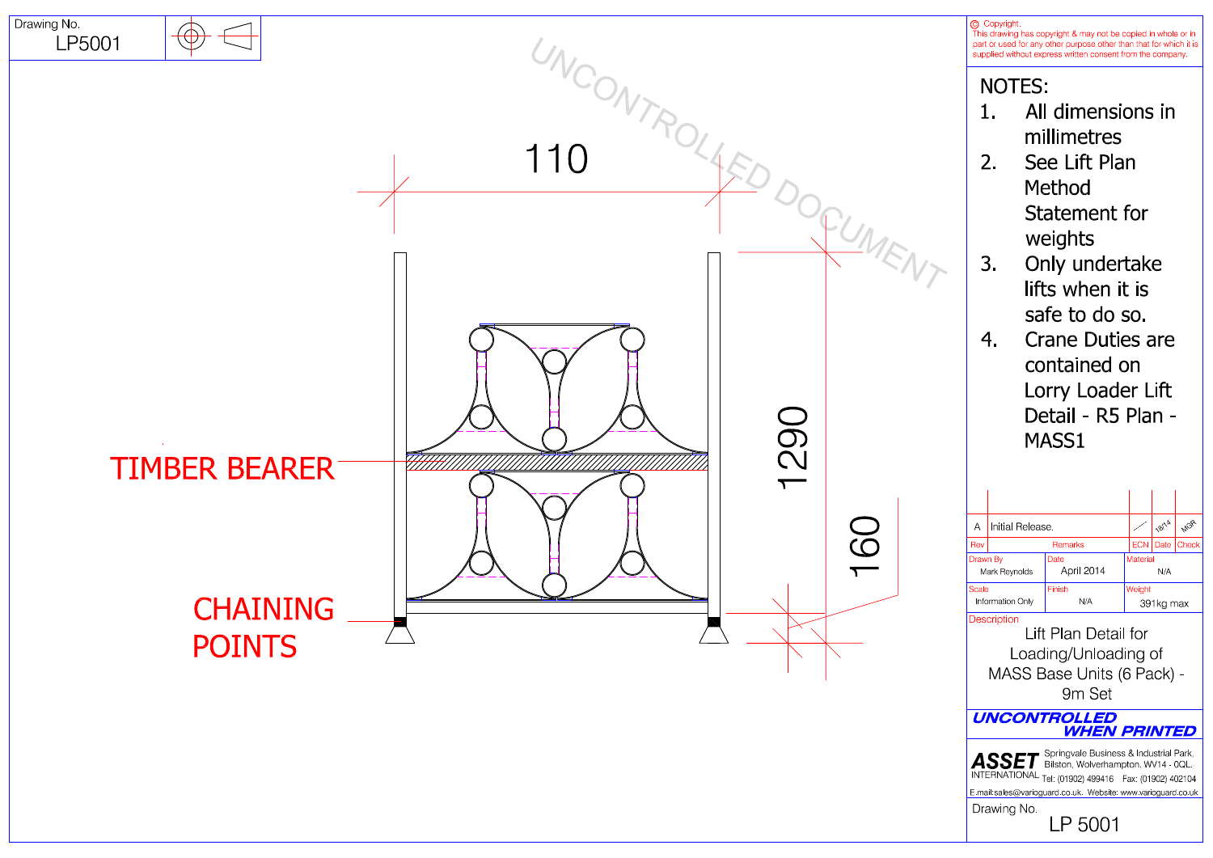Drawing No.
LP5001

UNCONTROLLED DOCUMENT

110

1290

160

TIMBER BEARER

CHAINING POINTS

© Copyright.
This drawing has copyright & may not be copied in whole or in part or used for any other purpose other than that for which it is supplied without express written consent from the company.

NOTES:

1. All dimensions in millimetres
2. See Lift Plan Method Statement for weights
3. Only undertake lifts when it is safe to do so.
4. Crane Duties are contained on Lorry Loader Lift Detail - R5 Plan - MASS1

| Rev | Remarks | ECN | Date | Check |
|---|---|---|---|---|
| A | Initial Release. | ---- | 18/14 | MGR |

| Drawn By | Date | Material |
|---|---|---|
| Mark Reynolds | April 2014 | N/A |

| Scale | Finish | Weight |
|---|---|---|
| Information Only | N/A | 391kg max |

Description
Lift Plan Detail for Loading/Unloading of MASS Base Units (6 Pack) - 9m Set

***UNCONTROLLED WHEN PRINTED***

**ASSET** INTERNATIONAL
Springvale Business & Industrial Park, Bilston, Wolverhampton. WV14 - 0QL.
Tel: (01902) 499416 Fax: (01902) 402104
E.mail:sales@varioguard.co.uk. Website: www.varioguard.co.uk

Drawing No.
LP 5001